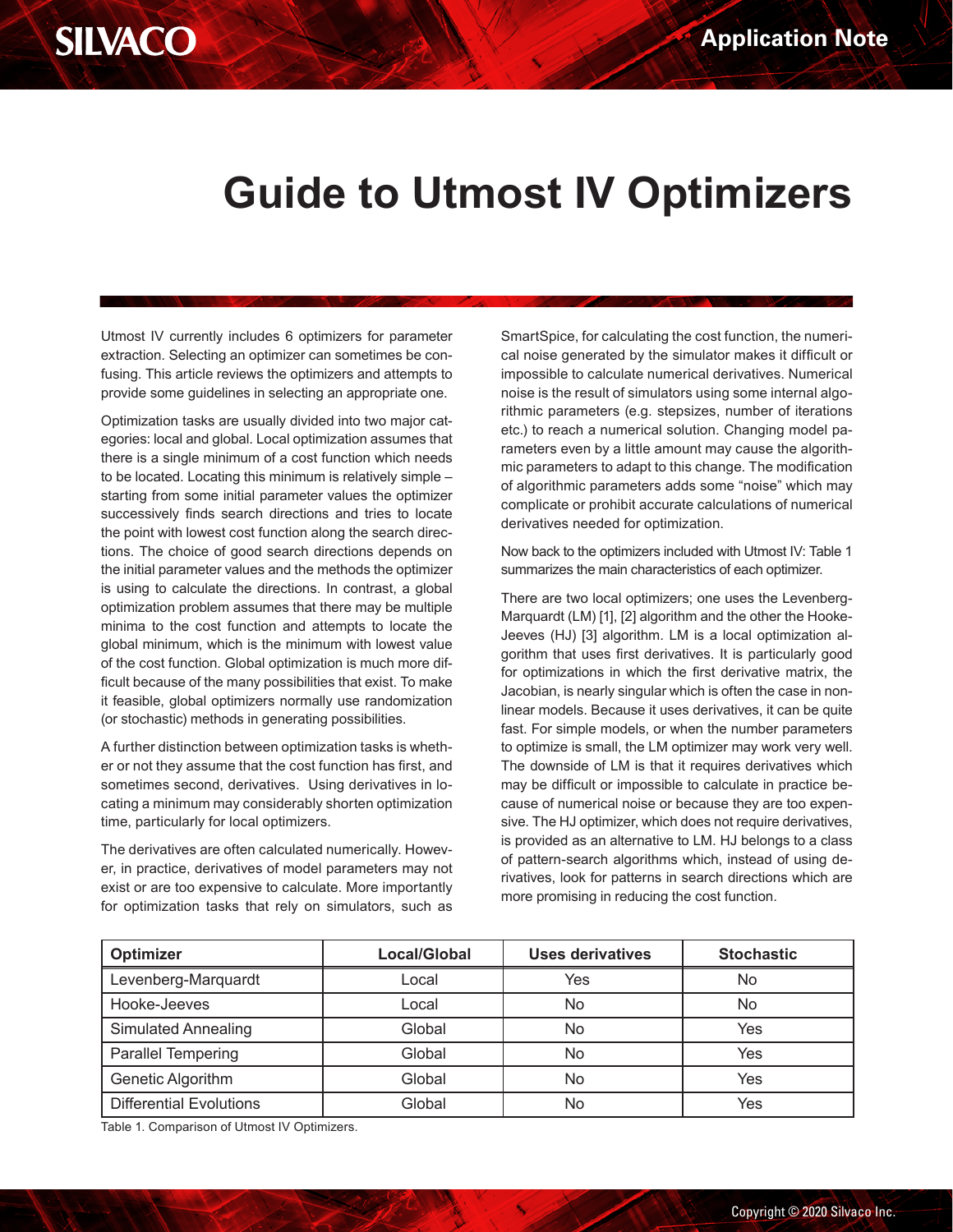# Guide to Utmost IV Optimizers

Utmost IV currently includes 6 optimizers for parameter extraction. Selecting an optimizer can sometimes be confusing. This article reviews the optimizers and attempts to provide some guidelines in selecting an appropriate one.

Optimization tasks are usually divided into two major categories: local and global. Local optimization assumes that there is a single minimum of a cost function which needs to be located. Locating this minimum is relatively simple – starting from some initial parameter values the optimizer successively finds search directions and tries to locate the point with lowest cost function along the search directions. The choice of good search directions depends on the initial parameter values and the methods the optimizer is using to calculate the directions. In contrast, a global optimization problem assumes that there may be multiple minima to the cost function and attempts to locate the global minimum, which is the minimum with lowest value of the cost function. Global optimization is much more difficult because of the many possibilities that exist. To make it feasible, global optimizers normally use randomization (or stochastic) methods in generating possibilities.

A further distinction between optimization tasks is whether or not they assume that the cost function has first, and sometimes second, derivatives. Using derivatives in locating a minimum may considerably shorten optimization time, particularly for local optimizers.

The derivatives are often calculated numerically. However, in practice, derivatives of model parameters may not exist or are too expensive to calculate. More importantly for optimization tasks that rely on simulators, such as SmartSpice, for calculating the cost function, the numerical noise generated by the simulator makes it difficult or impossible to calculate numerical derivatives. Numerical noise is the result of simulators using some internal algorithmic parameters (e.g. stepsizes, number of iterations etc.) to reach a numerical solution. Changing model parameters even by a little amount may cause the algorithmic parameters to adapt to this change. The modification of algorithmic parameters adds some "noise" which may complicate or prohibit accurate calculations of numerical derivatives needed for optimization.

Now back to the optimizers included with Utmost IV: Table 1 summarizes the main characteristics of each optimizer.

There are two local optimizers; one uses the Levenberg-Marquardt (LM) [1], [2] algorithm and the other the Hooke-Jeeves (HJ) [3] algorithm. LM is a local optimization algorithm that uses first derivatives. It is particularly good for optimizations in which the first derivative matrix, the Jacobian, is nearly singular which is often the case in nonlinear models. Because it uses derivatives, it can be quite fast. For simple models, or when the number parameters to optimize is small, the LM optimizer may work very well. The downside of LM is that it requires derivatives which may be difficult or impossible to calculate in practice because of numerical noise or because they are too expensive. The HJ optimizer, which does not require derivatives, is provided as an alternative to LM. HJ belongs to a class of pattern-search algorithms which, instead of using derivatives, look for patterns in search directions which are more promising in reducing the cost function.

| Optimizer | Local/Global | Uses derivatives | Stochastic |
|---|---|---|---|
| Levenberg-Marquardt | Local | Yes | No |
| Hooke-Jeeves | Local | No | No |
| Simulated Annealing | Global | No | Yes |
| Parallel Tempering | Global | No | Yes |
| Genetic Algorithm | Global | No | Yes |
| Differential Evolutions | Global | No | Yes |

Table 1. Comparison of Utmost IV Optimizers.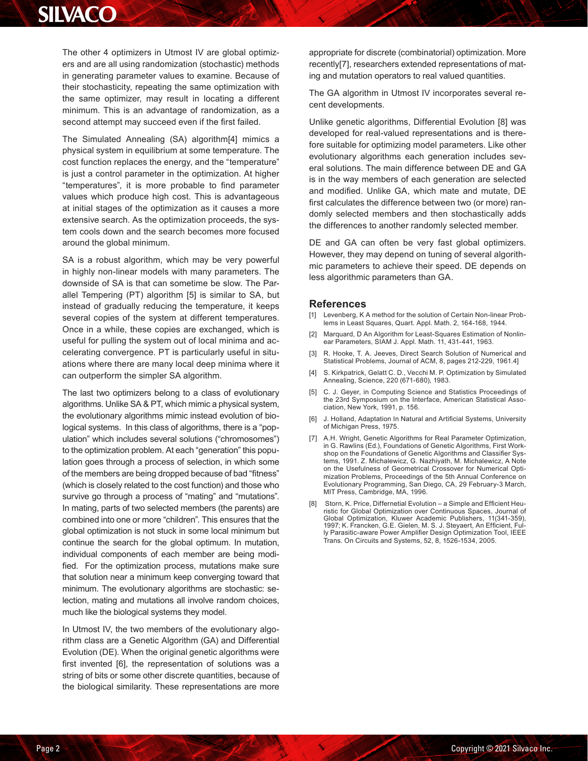The other 4 optimizers in Utmost IV are global optimizers and are all using randomization (stochastic) methods in generating parameter values to examine. Because of their stochasticity, repeating the same optimization with the same optimizer, may result in locating a different minimum. This is an advantage of randomization, as a second attempt may succeed even if the first failed.

The Simulated Annealing (SA) algorithm[4] mimics a physical system in equilibrium at some temperature. The cost function replaces the energy, and the "temperature" is just a control parameter in the optimization. At higher "temperatures", it is more probable to find parameter values which produce high cost. This is advantageous at initial stages of the optimization as it causes a more extensive search. As the optimization proceeds, the system cools down and the search becomes more focused around the global minimum.

SA is a robust algorithm, which may be very powerful in highly non-linear models with many parameters. The downside of SA is that can sometime be slow. The Parallel Tempering (PT) algorithm [5] is similar to SA, but instead of gradually reducing the temperature, it keeps several copies of the system at different temperatures. Once in a while, these copies are exchanged, which is useful for pulling the system out of local minima and accelerating convergence. PT is particularly useful in situations where there are many local deep minima where it can outperform the simpler SA algorithm.

The last two optimizers belong to a class of evolutionary algorithms. Unlike SA & PT, which mimic a physical system, the evolutionary algorithms mimic instead evolution of biological systems. In this class of algorithms, there is a "population" which includes several solutions ("chromosomes") to the optimization problem. At each "generation" this population goes through a process of selection, in which some of the members are being dropped because of bad "fitness" (which is closely related to the cost function) and those who survive go through a process of "mating" and "mutations". In mating, parts of two selected members (the parents) are combined into one or more "children". This ensures that the global optimization is not stuck in some local minimum but continue the search for the global optimum. In mutation, individual components of each member are being modified. For the optimization process, mutations make sure that solution near a minimum keep converging toward that minimum. The evolutionary algorithms are stochastic: selection, mating and mutations all involve random choices, much like the biological systems they model.

In Utmost IV, the two members of the evolutionary algorithm class are a Genetic Algorithm (GA) and Differential Evolution (DE). When the original genetic algorithms were first invented [6], the representation of solutions was a string of bits or some other discrete quantities, because of the biological similarity. These representations are more appropriate for discrete (combinatorial) optimization. More recently[7], researchers extended representations of mating and mutation operators to real valued quantities.

The GA algorithm in Utmost IV incorporates several recent developments.

Unlike genetic algorithms, Differential Evolution [8] was developed for real-valued representations and is therefore suitable for optimizing model parameters. Like other evolutionary algorithms each generation includes several solutions. The main difference between DE and GA is in the way members of each generation are selected and modified. Unlike GA, which mate and mutate, DE first calculates the difference between two (or more) randomly selected members and then stochastically adds the differences to another randomly selected member.

DE and GA can often be very fast global optimizers. However, they may depend on tuning of several algorithmic parameters to achieve their speed. DE depends on less algorithmic parameters than GA.

## References

[1] Levenberg, K A method for the solution of Certain Non-linear Problems in Least Squares, Quart. Appl. Math. 2, 164-168, 1944.

[2] Marquard, D An Algorithm for Least-Squares Estimation of Nonlinear Parameters, SIAM J. Appl. Math. 11, 431-441, 1963.

[3] R. Hooke, T. A. Jeeves, Direct Search Solution of Numerical and Statistical Problems, Journal of ACM, 8, pages 212-229, 1961.4]

[4] S. Kirkpatrick, Gelatt C. D., Vecchi M. P. Optimization by Simulated Annealing, Science, 220 (671-680), 1983.

[5] C. J. Geyer, in Computing Science and Statistics Proceedings of the 23rd Symposium on the Interface, American Statistical Association, New York, 1991, p. 156.

[6] J. Holland, Adaptation In Natural and Artificial Systems, University of Michigan Press, 1975.

[7] A.H. Wright, Genetic Algorithms for Real Parameter Optimization, in G. Rawlins (Ed.), Foundations of Genetic Algorithms, First Workshop on the Foundations of Genetic Algorithms and Classifier Systems, 1991. Z. Michalewicz, G. Nazhiyath, M. Michalewicz, A Note on the Usefulness of Geometrical Crossover for Numerical Optimization Problems, Proceedings of the 5th Annual Conference on Evolutionary Programming, San Diego, CA, 29 February-3 March, MIT Press, Cambridge, MA, 1996.

[8] Storn, K. Price, Differnetial Evolution – a Simple and Efficient Heuristic for Global Optimization over Continuous Spaces, Journal of Global Optimization, Kluwer Academic Publishers, 11(341-359), 1997; K. Francken, G.E. Gielen, M. S. J. Steyaert, An Efficient, Fully Parasitic-aware Power Amplifier Design Optimization Tool, IEEE Trans. On Circuits and Systems, 52, 8, 1526-1534, 2005.